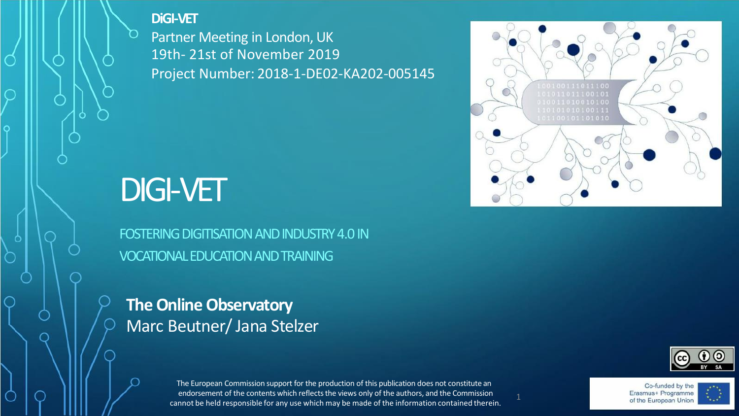**DiGI-VET**

Partner Meeting in London, UK

19th- 21st of November 2019

Project Number: 2018-1-DE02-KA202-005145

# DIGI-VET

## FOSTERING DIGITISATION AND INDUSTRY 4.0 IN VOCATIONAL EDUCATION AND TRAINING

**The Online Observatory**

Marc Beutner/ Jana Stelzer

The European Commission support for the production of this publication does not constitute an endorsement of the contents which reflects the views only of the authors, and the Commission cannot be held responsible for any use which may be made of the information contained therein.

Co-funded by the Erasmus+ Programme of the European Union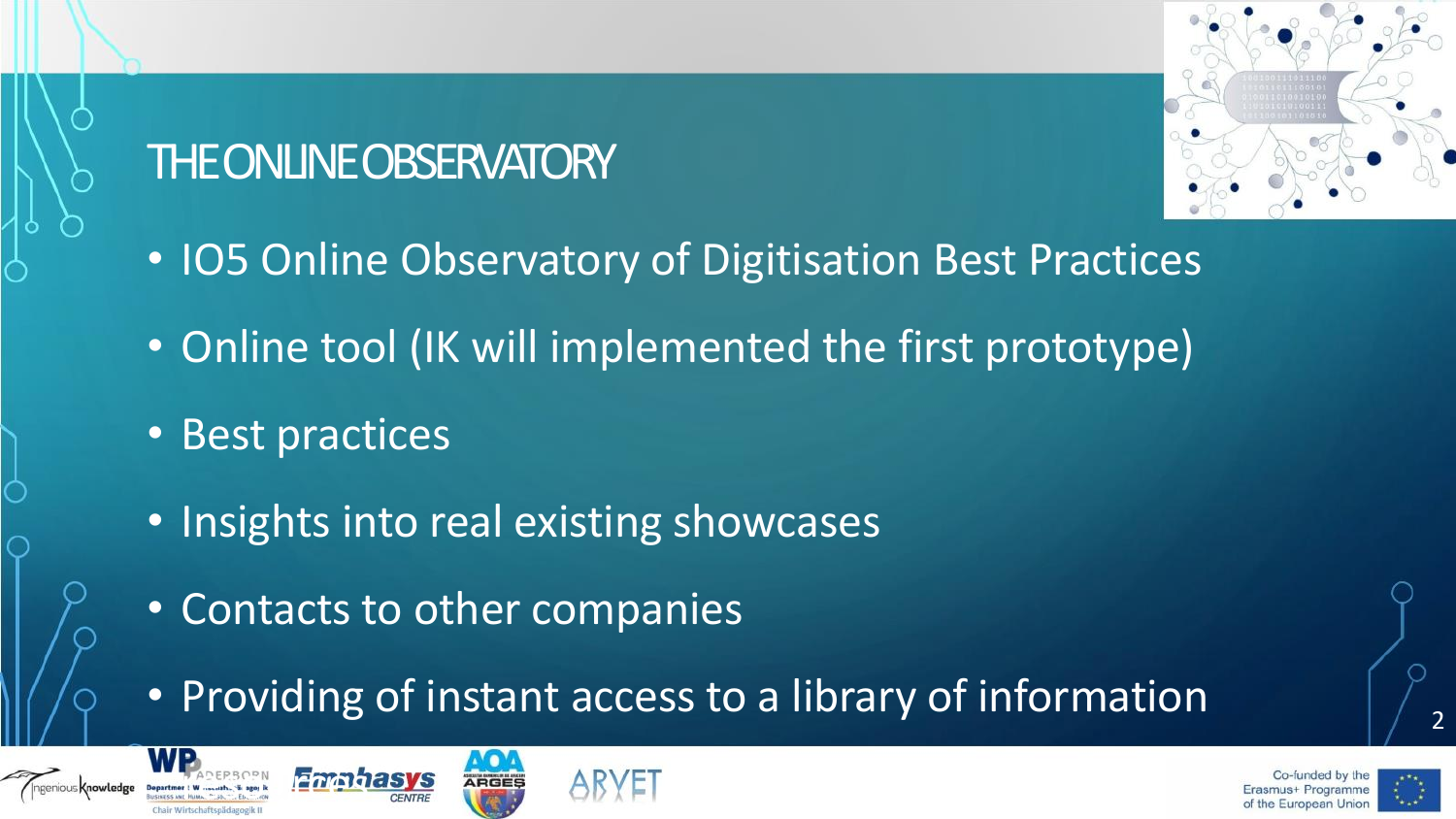# THE ONLINE OBSERVATORY

- IO5 Online Observatory of Digitisation Best Practices
- Online tool (IK will implemented the first prototype)
- Best practices
- Insights into real existing showcases
- Contacts to other companies
- Providing of instant access to a library of information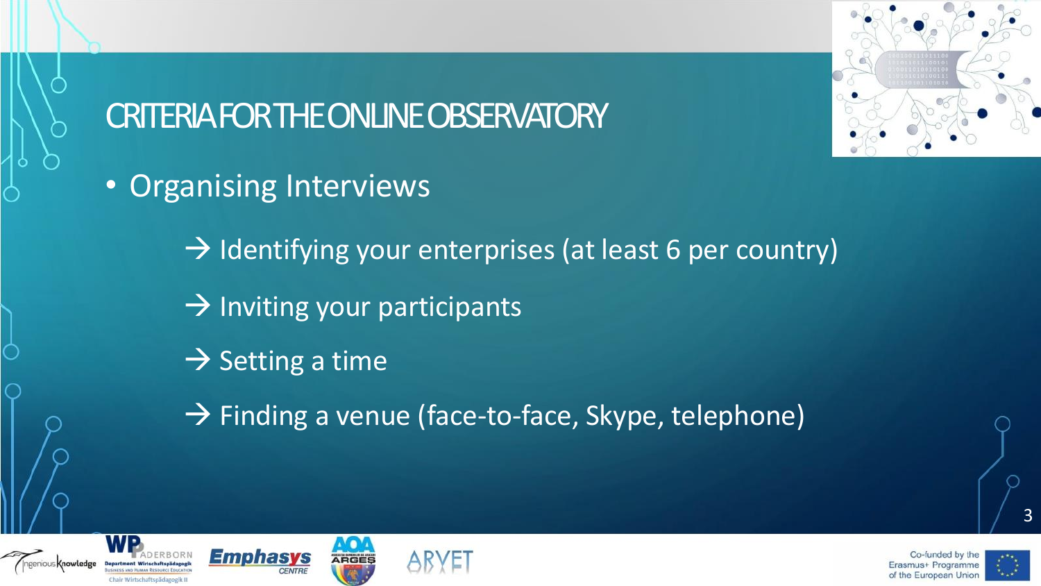# CRITERIA FOR THE ONLINE OBSERVATORY

- Organising Interviews
  - → Identifying your enterprises (at least 6 per country)
  - → Inviting your participants
  - → Setting a time
  - → Finding a venue (face-to-face, Skype, telephone)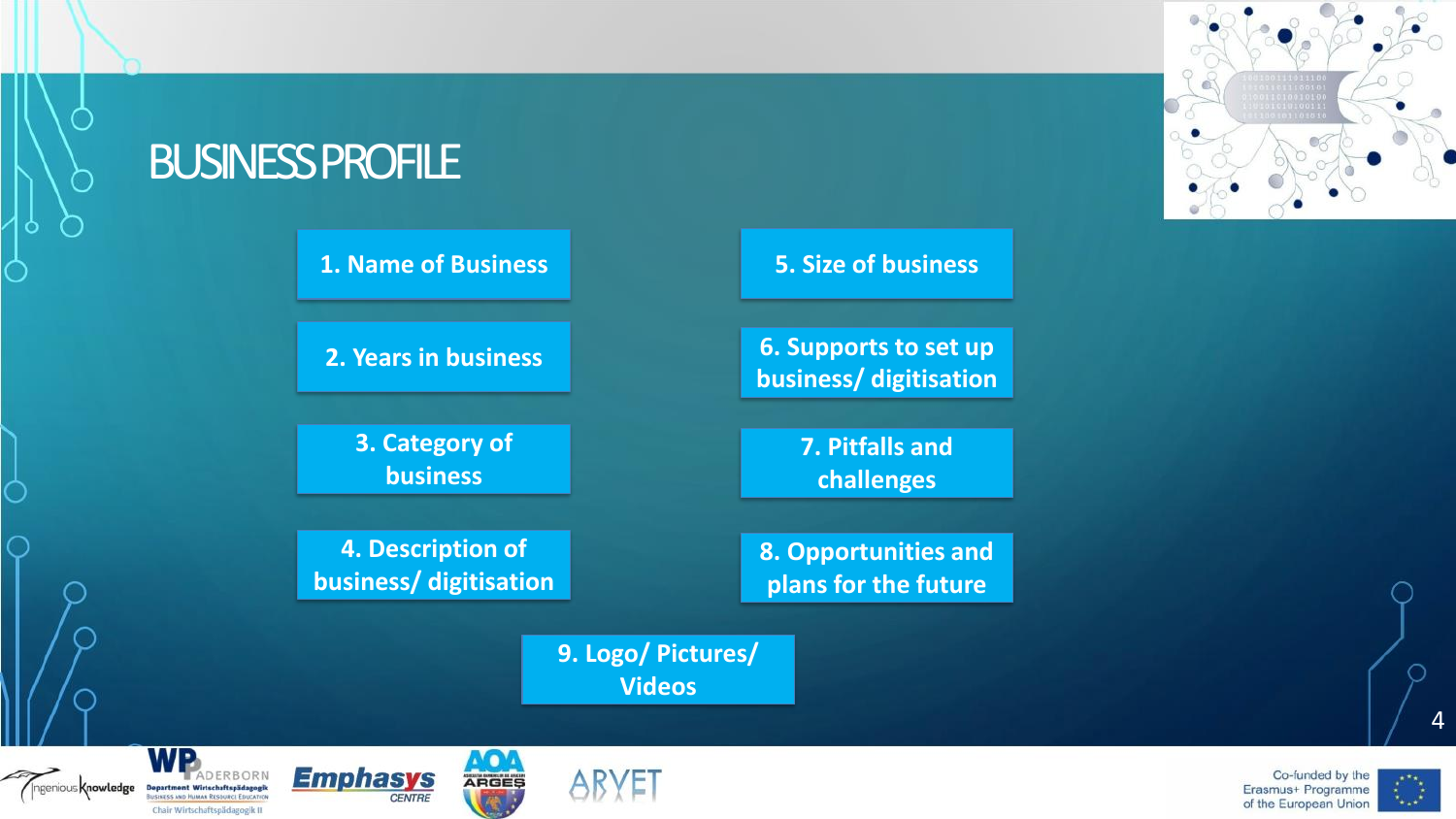# BUSINESS PROFILE

1. Name of Business
2. Years in business
3. Category of business
4. Description of business/ digitisation
5. Size of business
6. Supports to set up business/ digitisation
7. Pitfalls and challenges
8. Opportunities and plans for the future
9. Logo/ Pictures/ Videos

Co-funded by the Erasmus+ Programme of the European Union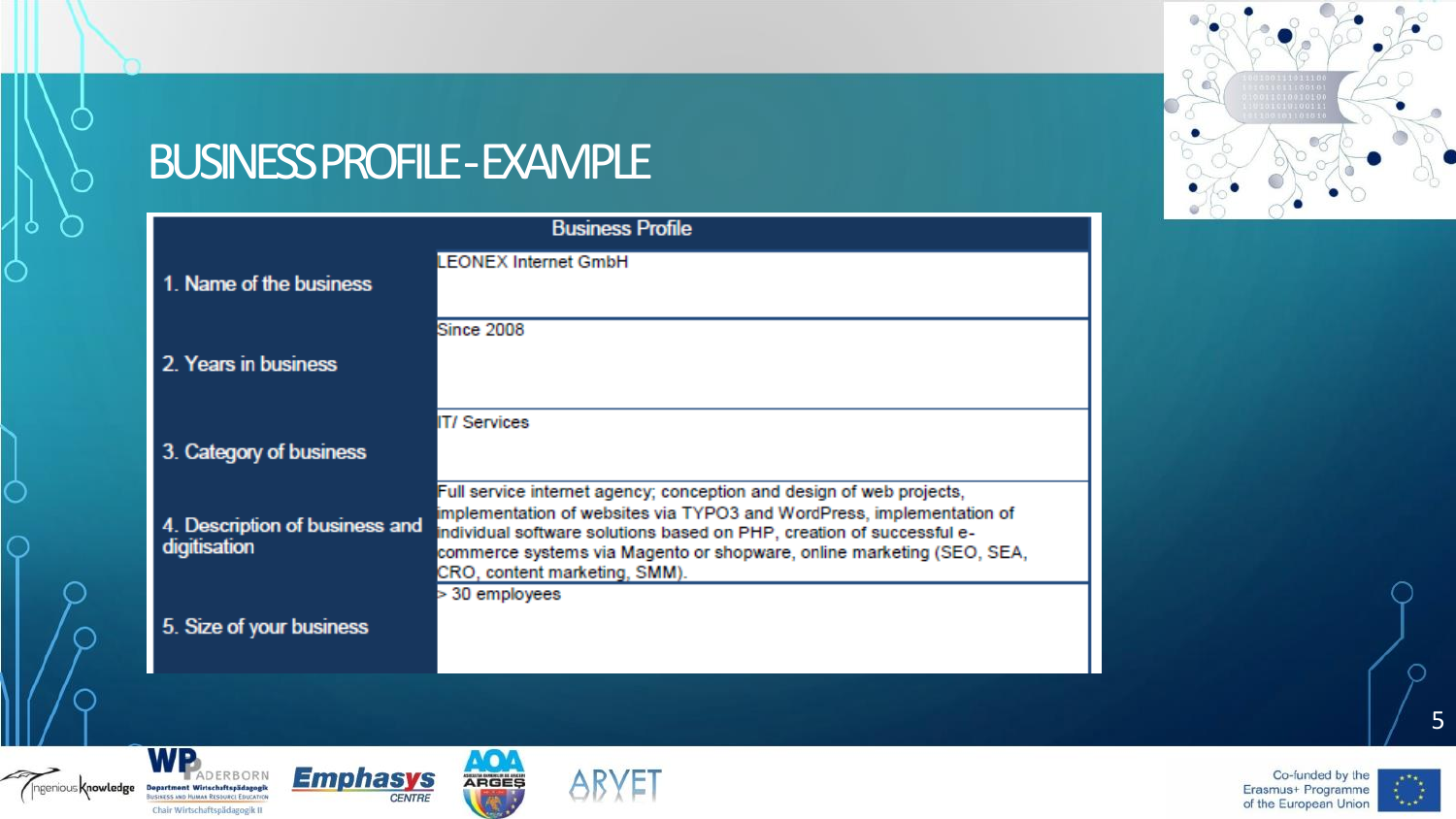# BUSINESS PROFILE - EXAMPLE

| Business Profile | |
|---|---|
| 1. Name of the business | LEONEX Internet GmbH |
| 2. Years in business | Since 2008 |
| 3. Category of business | IT/ Services |
| 4. Description of business and digitisation | Full service internet agency; conception and design of web projects, implementation of websites via TYPO3 and WordPress, implementation of individual software solutions based on PHP, creation of successful e-commerce systems via Magento or shopware, online marketing (SEO, SEA, CRO, content marketing, SMM). |
| 5. Size of your business | > 30 employees |

Co-funded by the Erasmus+ Programme of the European Union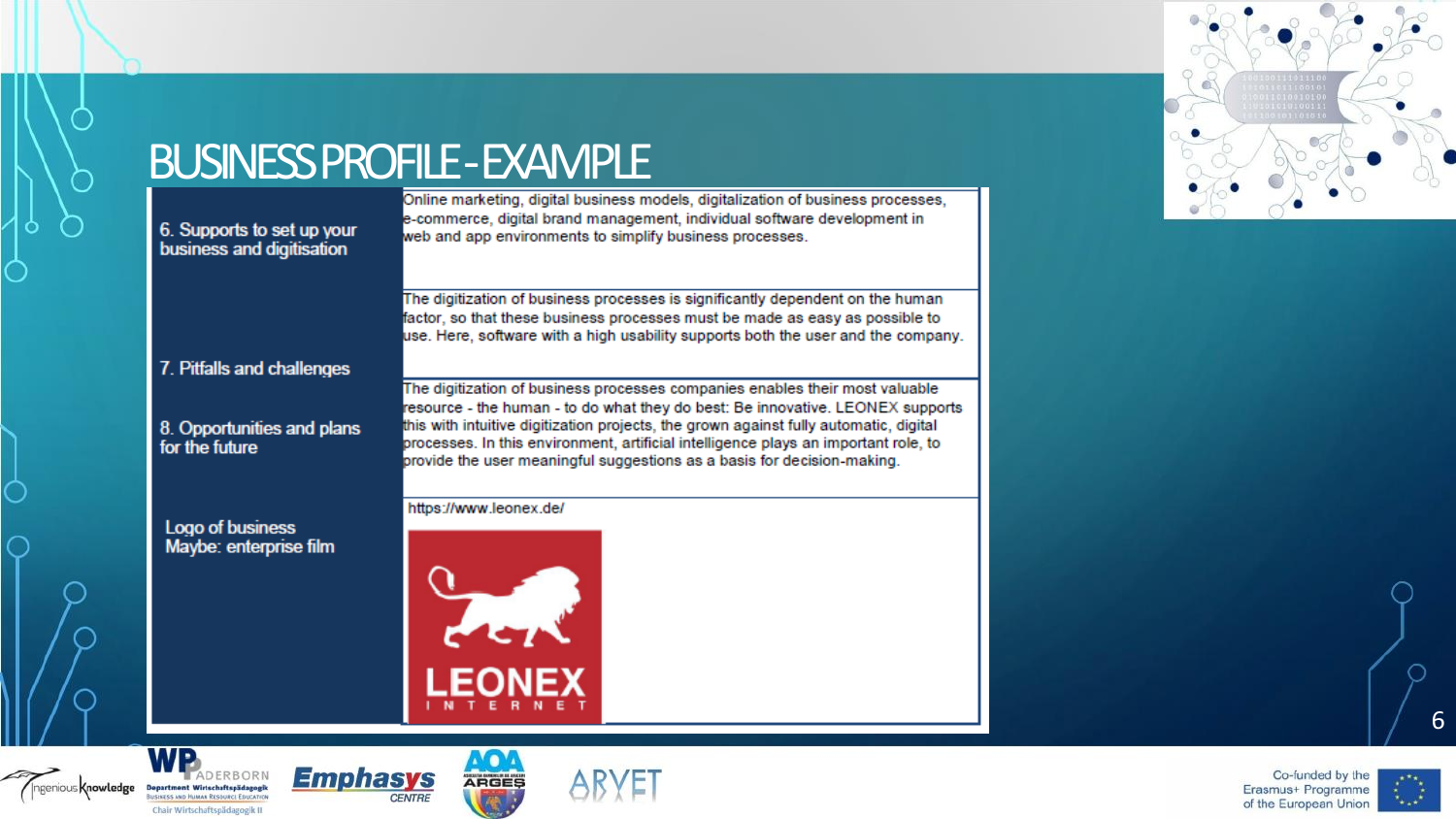# BUSINESS PROFILE - EXAMPLE

| | |
|---|---|
| 6. Supports to set up your business and digitisation | Online marketing, digital business models, digitalization of business processes, e-commerce, digital brand management, individual software development in web and app environments to simplify business processes. |
| 7. Pitfalls and challenges | The digitization of business processes is significantly dependent on the human factor, so that these business processes must be made as easy as possible to use. Here, software with a high usability supports both the user and the company. |
| 8. Opportunities and plans for the future | The digitization of business processes companies enables their most valuable resource - the human - to do what they do best: Be innovative. LEONEX supports this with intuitive digitization projects, the grown against fully automatic, digital processes. In this environment, artificial intelligence plays an important role, to provide the user meaningful suggestions as a basis for decision-making. |
| Logo of business<br>Maybe: enterprise film | https://www.leonex.de/<br>LEONEX INTERNET |

Co-funded by the Erasmus+ Programme of the European Union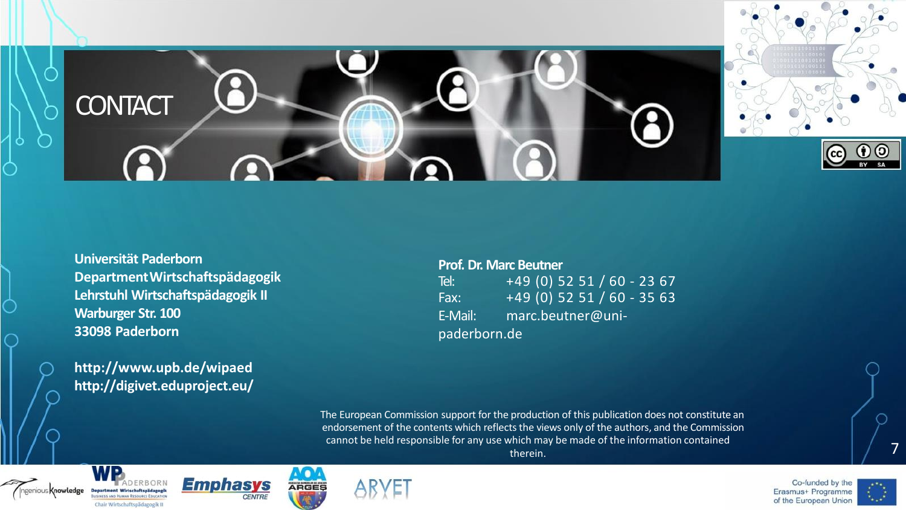# CONTACT

**Universität Paderborn**
**Department Wirtschaftspädagogik**
**Lehrstuhl Wirtschaftspädagogik II**
**Warburger Str. 100**
**33098 Paderborn**

**http://www.upb.de/wipaed**
**http://digivet.eduproject.eu/**

**Prof. Dr. Marc Beutner**
Tel: +49 (0) 52 51 / 60 - 23 67
Fax: +49 (0) 52 51 / 60 - 35 63
E-Mail: marc.beutner@uni-paderborn.de

The European Commission support for the production of this publication does not constitute an endorsement of the contents which reflects the views only of the authors, and the Commission cannot be held responsible for any use which may be made of the information contained therein.

Co-funded by the Erasmus+ Programme of the European Union